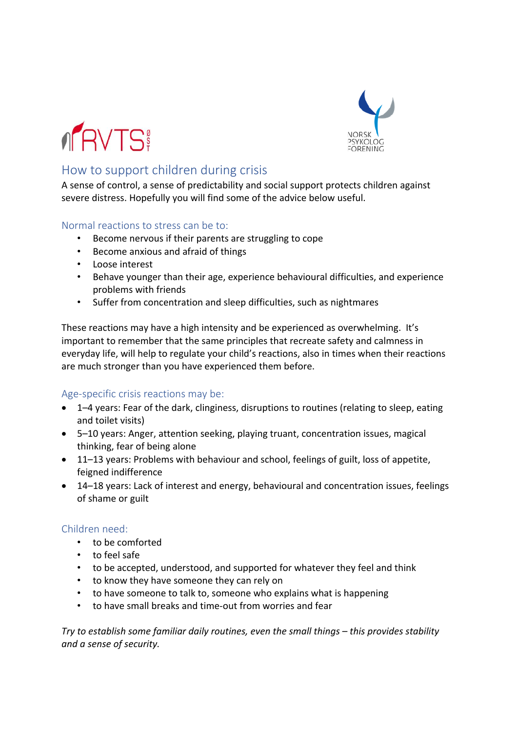# How to support children during crisis

A sense of control, a sense of predictability and social support protects children against severe distress. Hopefully you will find some of the advice below useful.

## Normal reactions to stress can be to:

- Become nervous if their parents are struggling to cope
- Become anxious and afraid of things
- Loose interest
- Behave younger than their age, experience behavioural difficulties, and experience problems with friends
- Suffer from concentration and sleep difficulties, such as nightmares

These reactions may have a high intensity and be experienced as overwhelming. It's important to remember that the same principles that recreate safety and calmness in everyday life, will help to regulate your child's reactions, also in times when their reactions are much stronger than you have experienced them before.

## Age-specific crisis reactions may be:

- 1–4 years: Fear of the dark, clinginess, disruptions to routines (relating to sleep, eating and toilet visits)
- 5–10 years: Anger, attention seeking, playing truant, concentration issues, magical thinking, fear of being alone
- 11–13 years: Problems with behaviour and school, feelings of guilt, loss of appetite, feigned indifference
- 14–18 years: Lack of interest and energy, behavioural and concentration issues, feelings of shame or guilt

## Children need:

- to be comforted
- to feel safe
- to be accepted, understood, and supported for whatever they feel and think
- to know they have someone they can rely on
- to have someone to talk to, someone who explains what is happening
- to have small breaks and time-out from worries and fear

*Try to establish some familiar daily routines, even the small things – this provides stability and a sense of security.*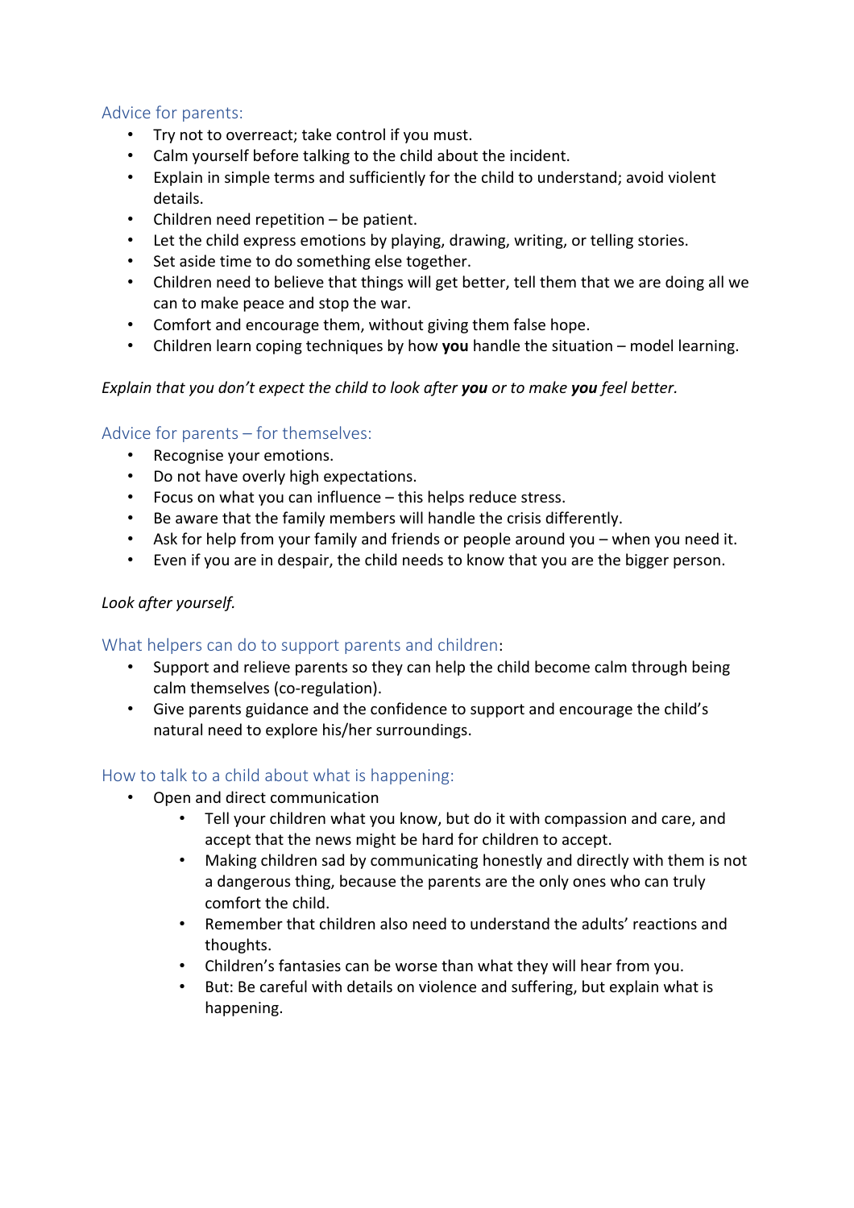## Advice for parents:

- Try not to overreact; take control if you must.
- Calm yourself before talking to the child about the incident.
- Explain in simple terms and sufficiently for the child to understand; avoid violent details.
- Children need repetition – be patient.
- Let the child express emotions by playing, drawing, writing, or telling stories.
- Set aside time to do something else together.
- Children need to believe that things will get better, tell them that we are doing all we can to make peace and stop the war.
- Comfort and encourage them, without giving them false hope.
- Children learn coping techniques by how **you** handle the situation – model learning.

*Explain that you don't expect the child to look after **you** or to make **you** feel better.*

## Advice for parents – for themselves:

- Recognise your emotions.
- Do not have overly high expectations.
- Focus on what you can influence – this helps reduce stress.
- Be aware that the family members will handle the crisis differently.
- Ask for help from your family and friends or people around you – when you need it.
- Even if you are in despair, the child needs to know that you are the bigger person.

*Look after yourself.*

## What helpers can do to support parents and children:

- Support and relieve parents so they can help the child become calm through being calm themselves (co-regulation).
- Give parents guidance and the confidence to support and encourage the child's natural need to explore his/her surroundings.

## How to talk to a child about what is happening:

- Open and direct communication
  - Tell your children what you know, but do it with compassion and care, and accept that the news might be hard for children to accept.
  - Making children sad by communicating honestly and directly with them is not a dangerous thing, because the parents are the only ones who can truly comfort the child.
  - Remember that children also need to understand the adults' reactions and thoughts.
  - Children's fantasies can be worse than what they will hear from you.
  - But: Be careful with details on violence and suffering, but explain what is happening.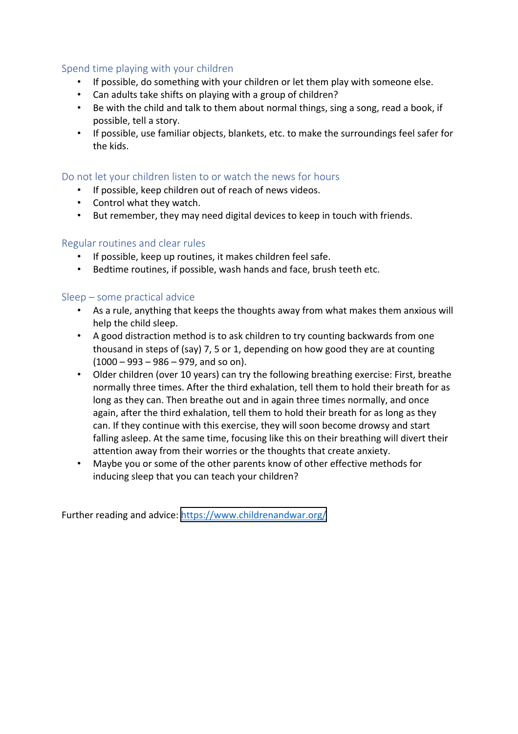## Spend time playing with your children

- If possible, do something with your children or let them play with someone else.
- Can adults take shifts on playing with a group of children?
- Be with the child and talk to them about normal things, sing a song, read a book, if possible, tell a story.
- If possible, use familiar objects, blankets, etc. to make the surroundings feel safer for the kids.

## Do not let your children listen to or watch the news for hours

- If possible, keep children out of reach of news videos.
- Control what they watch.
- But remember, they may need digital devices to keep in touch with friends.

## Regular routines and clear rules

- If possible, keep up routines, it makes children feel safe.
- Bedtime routines, if possible, wash hands and face, brush teeth etc.

## Sleep – some practical advice

- As a rule, anything that keeps the thoughts away from what makes them anxious will help the child sleep.
- A good distraction method is to ask children to try counting backwards from one thousand in steps of (say) 7, 5 or 1, depending on how good they are at counting (1000 – 993 – 986 – 979, and so on).
- Older children (over 10 years) can try the following breathing exercise: First, breathe normally three times. After the third exhalation, tell them to hold their breath for as long as they can. Then breathe out and in again three times normally, and once again, after the third exhalation, tell them to hold their breath for as long as they can. If they continue with this exercise, they will soon become drowsy and start falling asleep. At the same time, focusing like this on their breathing will divert their attention away from their worries or the thoughts that create anxiety.
- Maybe you or some of the other parents know of other effective methods for inducing sleep that you can teach your children?

Further reading and advice: https://www.childrenandwar.org/